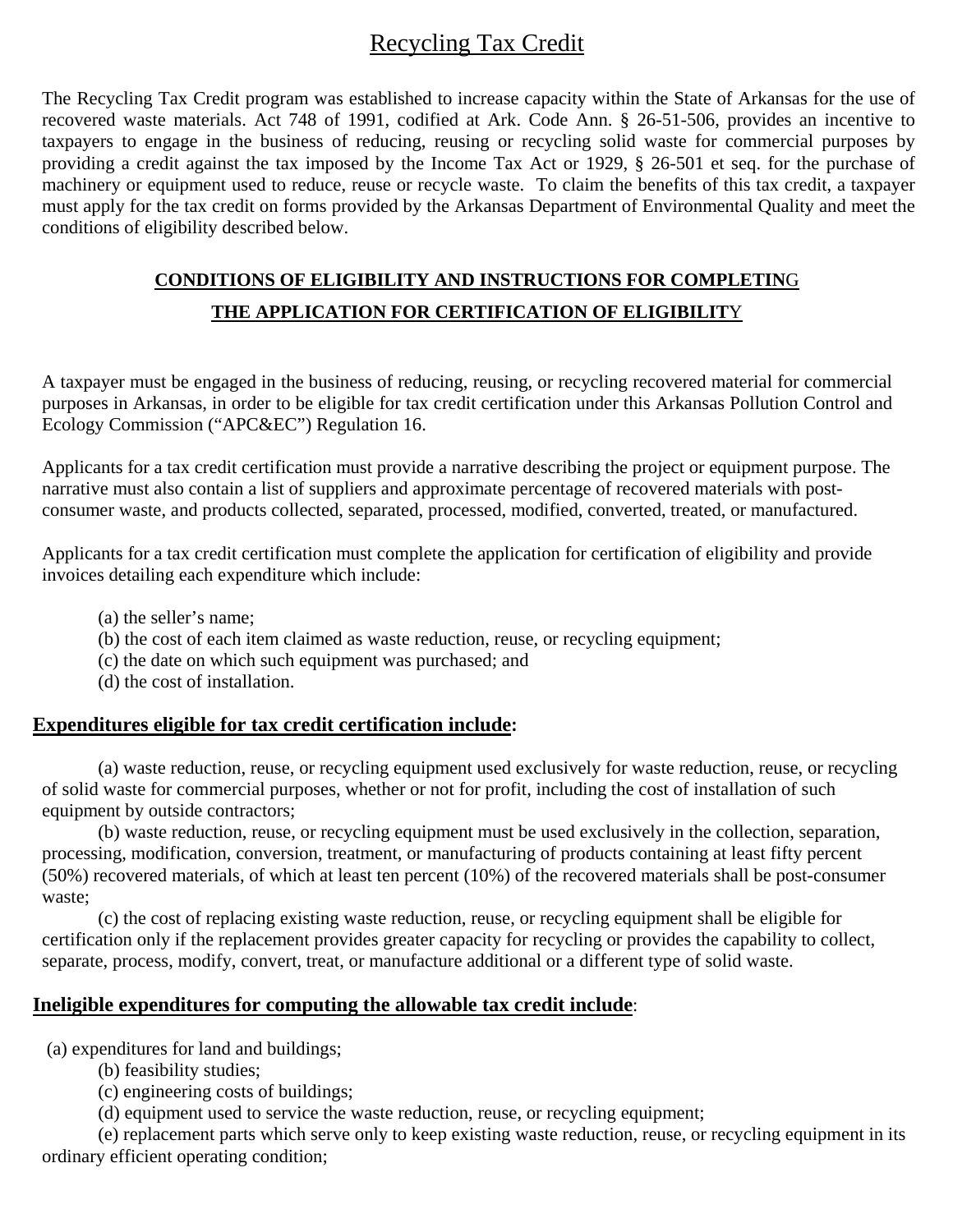# Recycling Tax Credit

The Recycling Tax Credit program was established to increase capacity within the State of Arkansas for the use of recovered waste materials. Act 748 of 1991, codified at Ark. Code Ann. § 26-51-506, provides an incentive to taxpayers to engage in the business of reducing, reusing or recycling solid waste for commercial purposes by providing a credit against the tax imposed by the Income Tax Act or 1929, § 26-501 et seq. for the purchase of machinery or equipment used to reduce, reuse or recycle waste. To claim the benefits of this tax credit, a taxpayer must apply for the tax credit on forms provided by the Arkansas Department of Environmental Quality and meet the conditions of eligibility described below.

## CONDITIONS OF ELIGIBILITY AND INSTRUCTIONS FOR COMPLETING THE APPLICATION FOR CERTIFICATION OF ELIGIBILITY

A taxpayer must be engaged in the business of reducing, reusing, or recycling recovered material for commercial purposes in Arkansas, in order to be eligible for tax credit certification under this Arkansas Pollution Control and Ecology Commission ("APC&EC") Regulation 16.

Applicants for a tax credit certification must provide a narrative describing the project or equipment purpose. The narrative must also contain a list of suppliers and approximate percentage of recovered materials with post-consumer waste, and products collected, separated, processed, modified, converted, treated, or manufactured.

Applicants for a tax credit certification must complete the application for certification of eligibility and provide invoices detailing each expenditure which include:

(a) the seller's name;
(b) the cost of each item claimed as waste reduction, reuse, or recycling equipment;
(c) the date on which such equipment was purchased; and
(d) the cost of installation.

### Expenditures eligible for tax credit certification include:

(a) waste reduction, reuse, or recycling equipment used exclusively for waste reduction, reuse, or recycling of solid waste for commercial purposes, whether or not for profit, including the cost of installation of such equipment by outside contractors;

(b) waste reduction, reuse, or recycling equipment must be used exclusively in the collection, separation, processing, modification, conversion, treatment, or manufacturing of products containing at least fifty percent (50%) recovered materials, of which at least ten percent (10%) of the recovered materials shall be post-consumer waste;

(c) the cost of replacing existing waste reduction, reuse, or recycling equipment shall be eligible for certification only if the replacement provides greater capacity for recycling or provides the capability to collect, separate, process, modify, convert, treat, or manufacture additional or a different type of solid waste.

### Ineligible expenditures for computing the allowable tax credit include:

(a) expenditures for land and buildings;
(b) feasibility studies;
(c) engineering costs of buildings;
(d) equipment used to service the waste reduction, reuse, or recycling equipment;
(e) replacement parts which serve only to keep existing waste reduction, reuse, or recycling equipment in its ordinary efficient operating condition;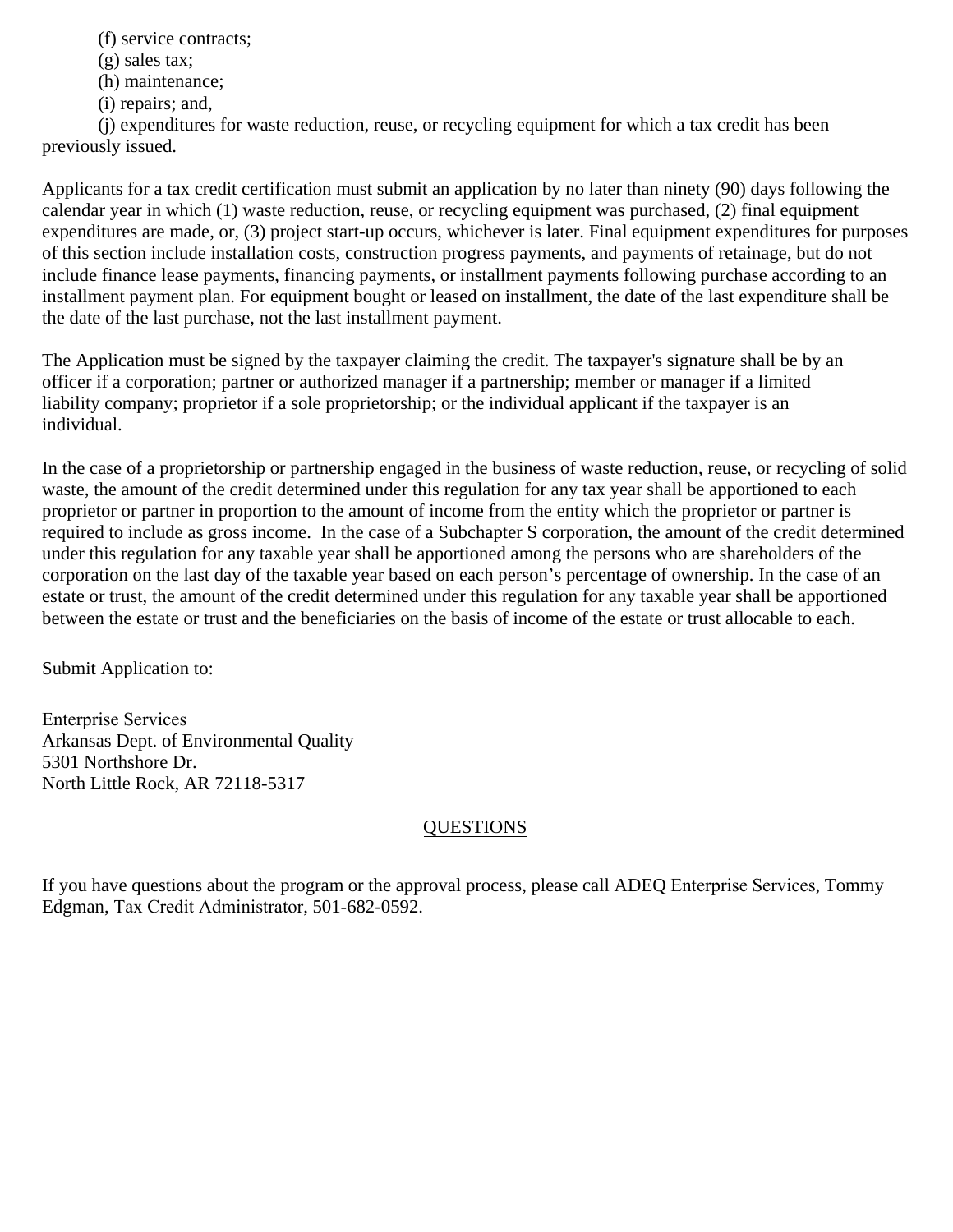(f) service contracts;

(g) sales tax;

(h) maintenance;

(i) repairs; and,

(j) expenditures for waste reduction, reuse, or recycling equipment for which a tax credit has been previously issued.

Applicants for a tax credit certification must submit an application by no later than ninety (90) days following the calendar year in which (1) waste reduction, reuse, or recycling equipment was purchased, (2) final equipment expenditures are made, or, (3) project start-up occurs, whichever is later. Final equipment expenditures for purposes of this section include installation costs, construction progress payments, and payments of retainage, but do not include finance lease payments, financing payments, or installment payments following purchase according to an installment payment plan. For equipment bought or leased on installment, the date of the last expenditure shall be the date of the last purchase, not the last installment payment.

The Application must be signed by the taxpayer claiming the credit. The taxpayer's signature shall be by an officer if a corporation; partner or authorized manager if a partnership; member or manager if a limited liability company; proprietor if a sole proprietorship; or the individual applicant if the taxpayer is an individual.

In the case of a proprietorship or partnership engaged in the business of waste reduction, reuse, or recycling of solid waste, the amount of the credit determined under this regulation for any tax year shall be apportioned to each proprietor or partner in proportion to the amount of income from the entity which the proprietor or partner is required to include as gross income. In the case of a Subchapter S corporation, the amount of the credit determined under this regulation for any taxable year shall be apportioned among the persons who are shareholders of the corporation on the last day of the taxable year based on each person's percentage of ownership. In the case of an estate or trust, the amount of the credit determined under this regulation for any taxable year shall be apportioned between the estate or trust and the beneficiaries on the basis of income of the estate or trust allocable to each.

Submit Application to:

Enterprise Services
Arkansas Dept. of Environmental Quality
5301 Northshore Dr.
North Little Rock, AR 72118-5317

## QUESTIONS

If you have questions about the program or the approval process, please call ADEQ Enterprise Services, Tommy Edgman, Tax Credit Administrator, 501-682-0592.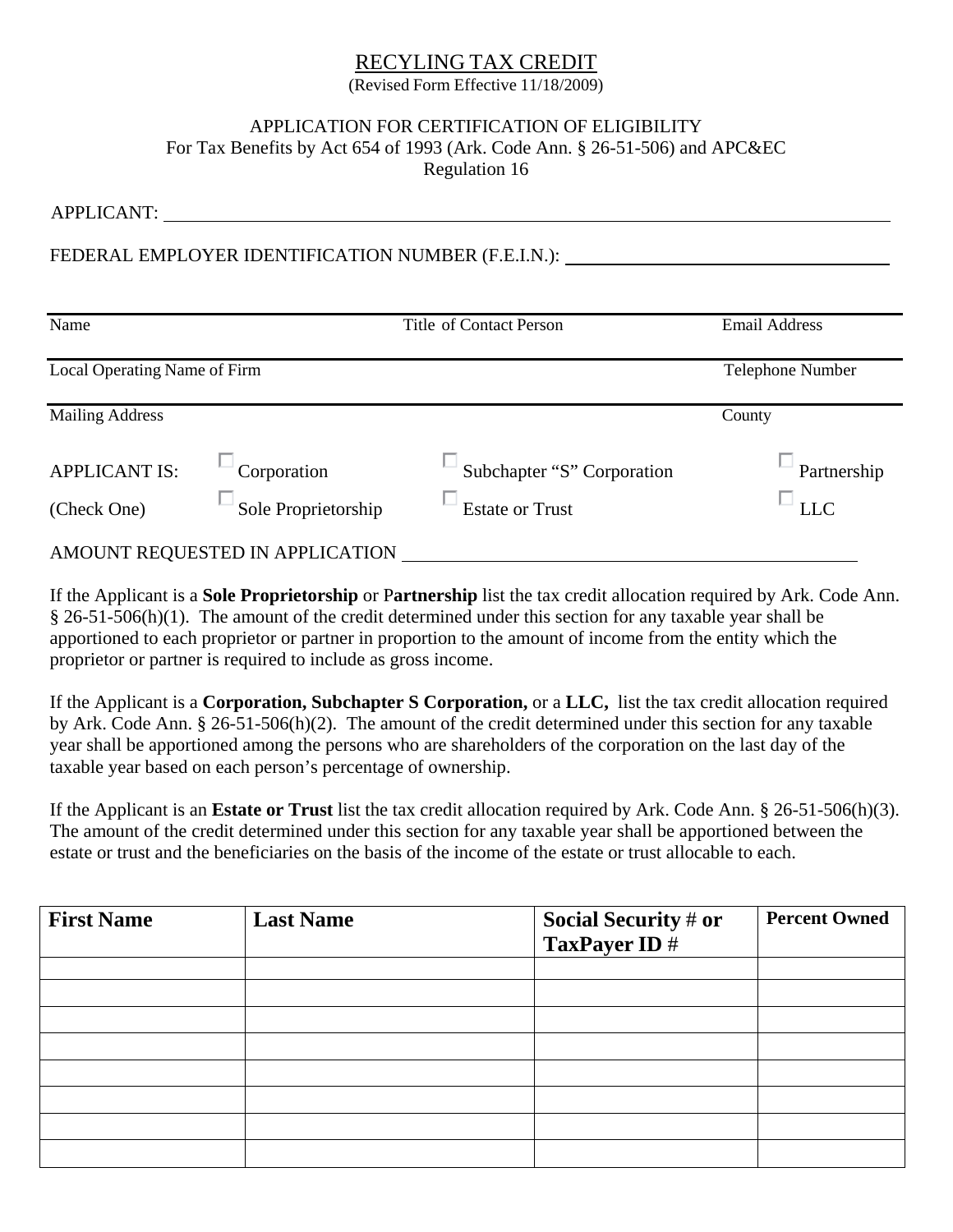# RECYLING TAX CREDIT

(Revised Form Effective 11/18/2009)

APPLICATION FOR CERTIFICATION OF ELIGIBILITY
For Tax Benefits by Act 654 of 1993 (Ark. Code Ann. § 26-51-506) and APC&EC
Regulation 16

APPLICANT: ______________________________________________

FEDERAL EMPLOYER IDENTIFICATION NUMBER (F.E.I.N.): ______________________

| Name | Title of Contact Person | Email Address |
|---|---|---|
| Local Operating Name of Firm | | Telephone Number |
| Mailing Address | | County |

APPLICANT IS: ☐ Corporation ☐ Subchapter "S" Corporation ☐ Partnership

(Check One) ☐ Sole Proprietorship ☐ Estate or Trust ☐ LLC

AMOUNT REQUESTED IN APPLICATION ______________________________

If the Applicant is a **Sole Proprietorship** or P**artnership** list the tax credit allocation required by Ark. Code Ann. § 26-51-506(h)(1). The amount of the credit determined under this section for any taxable year shall be apportioned to each proprietor or partner in proportion to the amount of income from the entity which the proprietor or partner is required to include as gross income.

If the Applicant is a **Corporation, Subchapter S Corporation,** or a **LLC,** list the tax credit allocation required by Ark. Code Ann. § 26-51-506(h)(2). The amount of the credit determined under this section for any taxable year shall be apportioned among the persons who are shareholders of the corporation on the last day of the taxable year based on each person's percentage of ownership.

If the Applicant is an **Estate or Trust** list the tax credit allocation required by Ark. Code Ann. § 26-51-506(h)(3). The amount of the credit determined under this section for any taxable year shall be apportioned between the estate or trust and the beneficiaries on the basis of the income of the estate or trust allocable to each.

| First Name | Last Name | Social Security # or TaxPayer ID # | Percent Owned |
|---|---|---|---|
| | | | |
| | | | |
| | | | |
| | | | |
| | | | |
| | | | |
| | | | |
| | | | |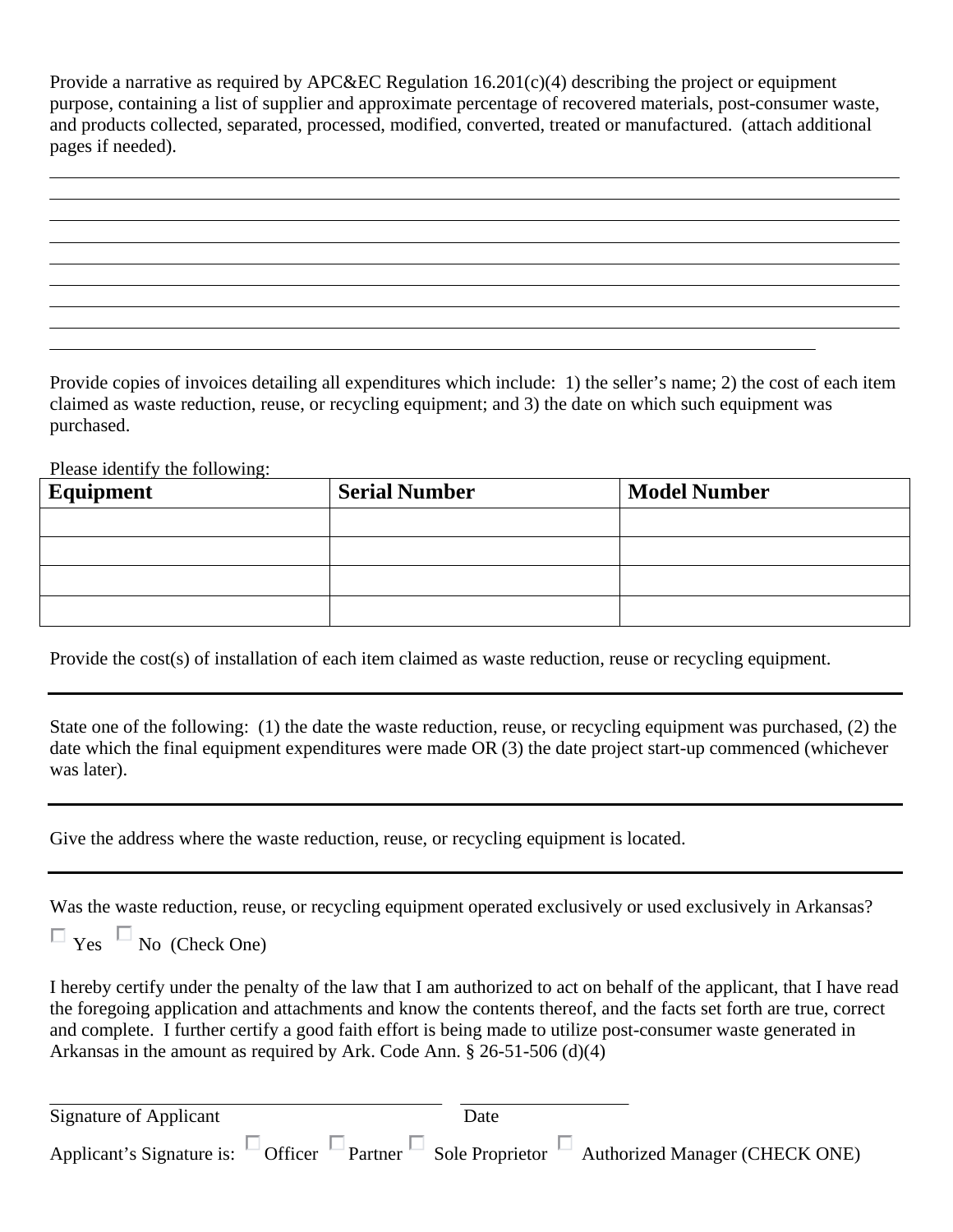Provide a narrative as required by APC&EC Regulation 16.201(c)(4) describing the project or equipment purpose, containing a list of supplier and approximate percentage of recovered materials, post-consumer waste, and products collected, separated, processed, modified, converted, treated or manufactured. (attach additional pages if needed).

\_\_\_\_\_\_\_\_\_\_\_\_\_\_\_\_\_\_\_\_\_\_\_\_\_\_\_\_\_\_\_\_\_\_\_\_\_\_\_\_\_\_\_\_\_\_\_\_\_\_\_\_\_\_\_\_\_\_\_\_\_\_\_\_\_\_\_\_\_\_\_\_\_\_\_\_\_\_\_\_\_\_

\_\_\_\_\_\_\_\_\_\_\_\_\_\_\_\_\_\_\_\_\_\_\_\_\_\_\_\_\_\_\_\_\_\_\_\_\_\_\_\_\_\_\_\_\_\_\_\_\_\_\_\_\_\_\_\_\_\_\_\_\_\_\_\_\_\_\_\_\_\_\_\_\_\_\_\_\_\_\_\_\_\_

\_\_\_\_\_\_\_\_\_\_\_\_\_\_\_\_\_\_\_\_\_\_\_\_\_\_\_\_\_\_\_\_\_\_\_\_\_\_\_\_\_\_\_\_\_\_\_\_\_\_\_\_\_\_\_\_\_\_\_\_\_\_\_\_\_\_\_\_\_\_\_\_\_\_\_\_\_\_\_\_\_\_

\_\_\_\_\_\_\_\_\_\_\_\_\_\_\_\_\_\_\_\_\_\_\_\_\_\_\_\_\_\_\_\_\_\_\_\_\_\_\_\_\_\_\_\_\_\_\_\_\_\_\_\_\_\_\_\_\_\_\_\_\_\_\_\_\_\_\_\_\_\_\_\_\_\_\_\_\_\_\_\_\_\_

\_\_\_\_\_\_\_\_\_\_\_\_\_\_\_\_\_\_\_\_\_\_\_\_\_\_\_\_\_\_\_\_\_\_\_\_\_\_\_\_\_\_\_\_\_\_\_\_\_\_\_\_\_\_\_\_\_\_\_\_\_\_\_\_\_\_\_\_\_\_\_\_\_\_\_\_\_\_\_\_\_\_

\_\_\_\_\_\_\_\_\_\_\_\_\_\_\_\_\_\_\_\_\_\_\_\_\_\_\_\_\_\_\_\_\_\_\_\_\_\_\_\_\_\_\_\_\_\_\_\_\_\_\_\_\_\_\_\_\_\_\_\_\_\_\_\_\_\_\_\_\_\_\_\_\_\_\_\_\_\_\_\_\_\_

\_\_\_\_\_\_\_\_\_\_\_\_\_\_\_\_\_\_\_\_\_\_\_\_\_\_\_\_\_\_\_\_\_\_\_\_\_\_\_\_\_\_\_\_\_\_\_\_\_\_\_\_\_\_\_\_\_\_\_\_\_\_\_\_\_\_\_\_\_\_\_\_\_\_\_\_\_\_\_\_\_\_

\_\_\_\_\_\_\_\_\_\_\_\_\_\_\_\_\_\_\_\_\_\_\_\_\_\_\_\_\_\_\_\_\_\_\_\_\_\_\_\_\_\_\_\_\_\_\_\_\_\_\_\_\_\_\_\_\_\_\_\_\_\_\_\_\_\_\_\_\_\_\_\_\_\_\_\_\_\_\_\_\_\_

\_\_\_\_\_\_\_\_\_\_\_\_\_\_\_\_\_\_\_\_\_\_\_\_\_\_\_\_\_\_\_\_\_\_\_\_\_\_\_\_\_\_\_\_\_\_\_\_\_\_\_\_\_\_\_\_\_\_\_\_\_\_\_\_\_\_\_\_\_\_\_\_

Provide copies of invoices detailing all expenditures which include: 1) the seller's name; 2) the cost of each item claimed as waste reduction, reuse, or recycling equipment; and 3) the date on which such equipment was purchased.

Please identify the following:

| Equipment | Serial Number | Model Number |
|---|---|---|
| | | |
| | | |
| | | |
| | | |

Provide the cost(s) of installation of each item claimed as waste reduction, reuse or recycling equipment.

\_\_\_\_\_\_\_\_\_\_\_\_\_\_\_\_\_\_\_\_\_\_\_\_\_\_\_\_\_\_\_\_\_\_\_\_\_\_\_\_\_\_\_\_\_\_\_\_\_\_\_\_\_\_\_\_\_\_\_\_\_\_\_\_\_\_\_\_\_\_\_\_\_\_\_\_\_\_\_\_\_\_

State one of the following: (1) the date the waste reduction, reuse, or recycling equipment was purchased, (2) the date which the final equipment expenditures were made OR (3) the date project start-up commenced (whichever was later).

\_\_\_\_\_\_\_\_\_\_\_\_\_\_\_\_\_\_\_\_\_\_\_\_\_\_\_\_\_\_\_\_\_\_\_\_\_\_\_\_\_\_\_\_\_\_\_\_\_\_\_\_\_\_\_\_\_\_\_\_\_\_\_\_\_\_\_\_\_\_\_\_\_\_\_\_\_\_\_\_\_\_

Give the address where the waste reduction, reuse, or recycling equipment is located.

\_\_\_\_\_\_\_\_\_\_\_\_\_\_\_\_\_\_\_\_\_\_\_\_\_\_\_\_\_\_\_\_\_\_\_\_\_\_\_\_\_\_\_\_\_\_\_\_\_\_\_\_\_\_\_\_\_\_\_\_\_\_\_\_\_\_\_\_\_\_\_\_\_\_\_\_\_\_\_\_\_\_

Was the waste reduction, reuse, or recycling equipment operated exclusively or used exclusively in Arkansas?

☐ Yes ☐ No (Check One)

I hereby certify under the penalty of the law that I am authorized to act on behalf of the applicant, that I have read the foregoing application and attachments and know the contents thereof, and the facts set forth are true, correct and complete. I further certify a good faith effort is being made to utilize post-consumer waste generated in Arkansas in the amount as required by Ark. Code Ann. § 26-51-506 (d)(4)

\_\_\_\_\_\_\_\_\_\_\_\_\_\_\_\_\_\_\_\_\_\_\_\_\_\_\_\_\_\_\_\_\_\_\_\_\_\_\_\_ \_\_\_\_\_\_\_\_\_\_\_\_\_\_\_\_\_\_

Signature of Applicant Date

Applicant's Signature is: ☐ Officer ☐ Partner ☐ Sole Proprietor ☐ Authorized Manager (CHECK ONE)